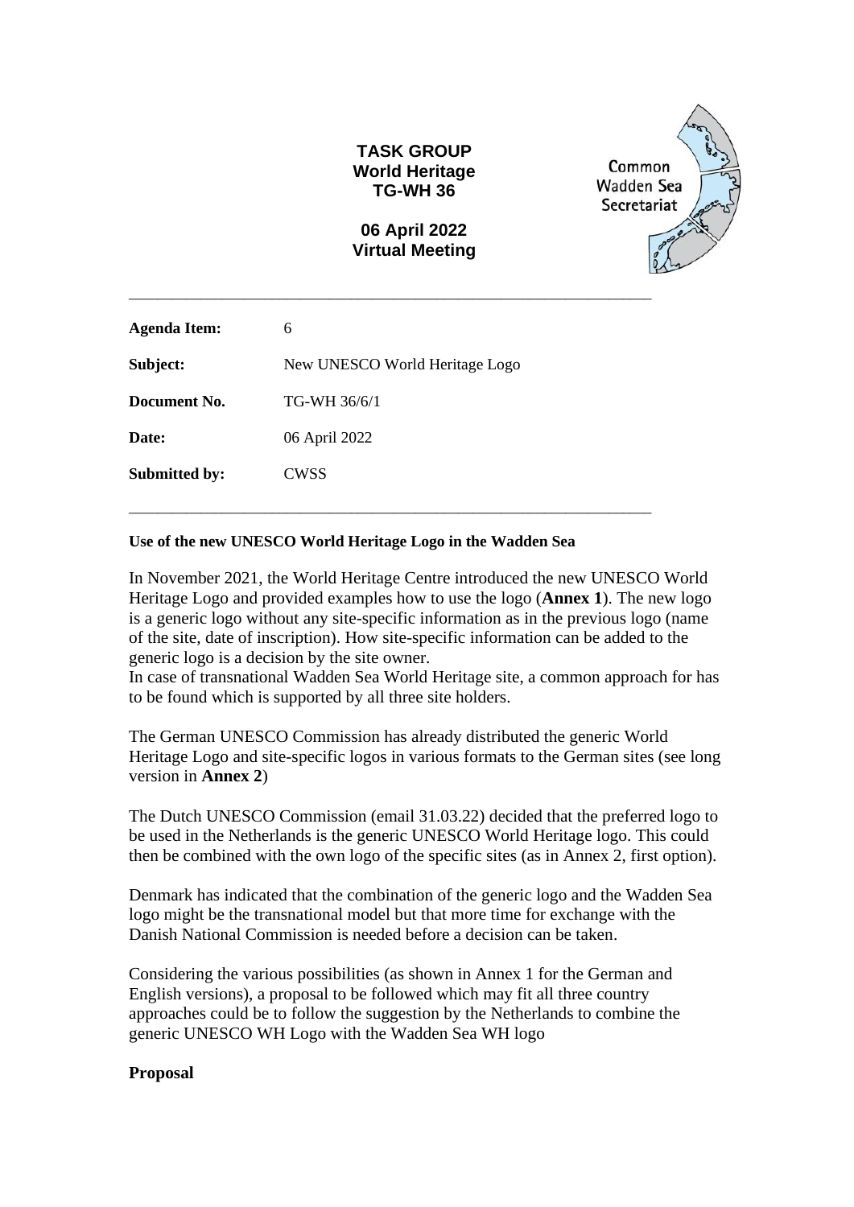**TASK GROUP**
**World Heritage**
**TG-WH 36**

**06 April 2022**
**Virtual Meeting**

Common Wadden Sea Secretariat

---

| | |
|---|---|
| **Agenda Item:** | 6 |
| **Subject:** | New UNESCO World Heritage Logo |
| **Document No.** | TG-WH 36/6/1 |
| **Date:** | 06 April 2022 |
| **Submitted by:** | CWSS |

---

**Use of the new UNESCO World Heritage Logo in the Wadden Sea**

In November 2021, the World Heritage Centre introduced the new UNESCO World Heritage Logo and provided examples how to use the logo (**Annex 1**). The new logo is a generic logo without any site-specific information as in the previous logo (name of the site, date of inscription). How site-specific information can be added to the generic logo is a decision by the site owner.
In case of transnational Wadden Sea World Heritage site, a common approach for has to be found which is supported by all three site holders.

The German UNESCO Commission has already distributed the generic World Heritage Logo and site-specific logos in various formats to the German sites (see long version in **Annex 2**)

The Dutch UNESCO Commission (email 31.03.22) decided that the preferred logo to be used in the Netherlands is the generic UNESCO World Heritage logo. This could then be combined with the own logo of the specific sites (as in Annex 2, first option).

Denmark has indicated that the combination of the generic logo and the Wadden Sea logo might be the transnational model but that more time for exchange with the Danish National Commission is needed before a decision can be taken.

Considering the various possibilities (as shown in Annex 1 for the German and English versions), a proposal to be followed which may fit all three country approaches could be to follow the suggestion by the Netherlands to combine the generic UNESCO WH Logo with the Wadden Sea WH logo

**Proposal**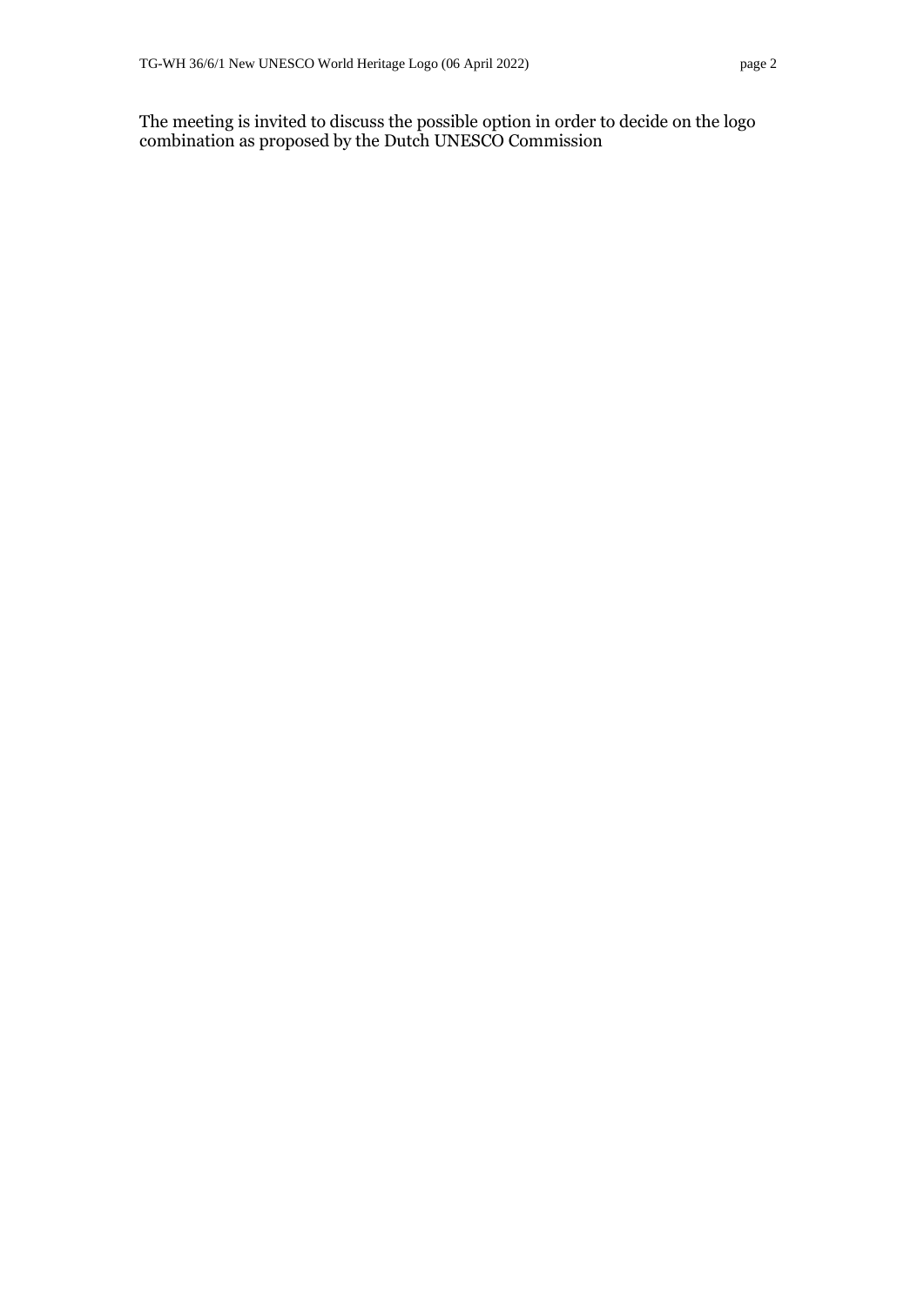The meeting is invited to discuss the possible option in order to decide on the logo combination as proposed by the Dutch UNESCO Commission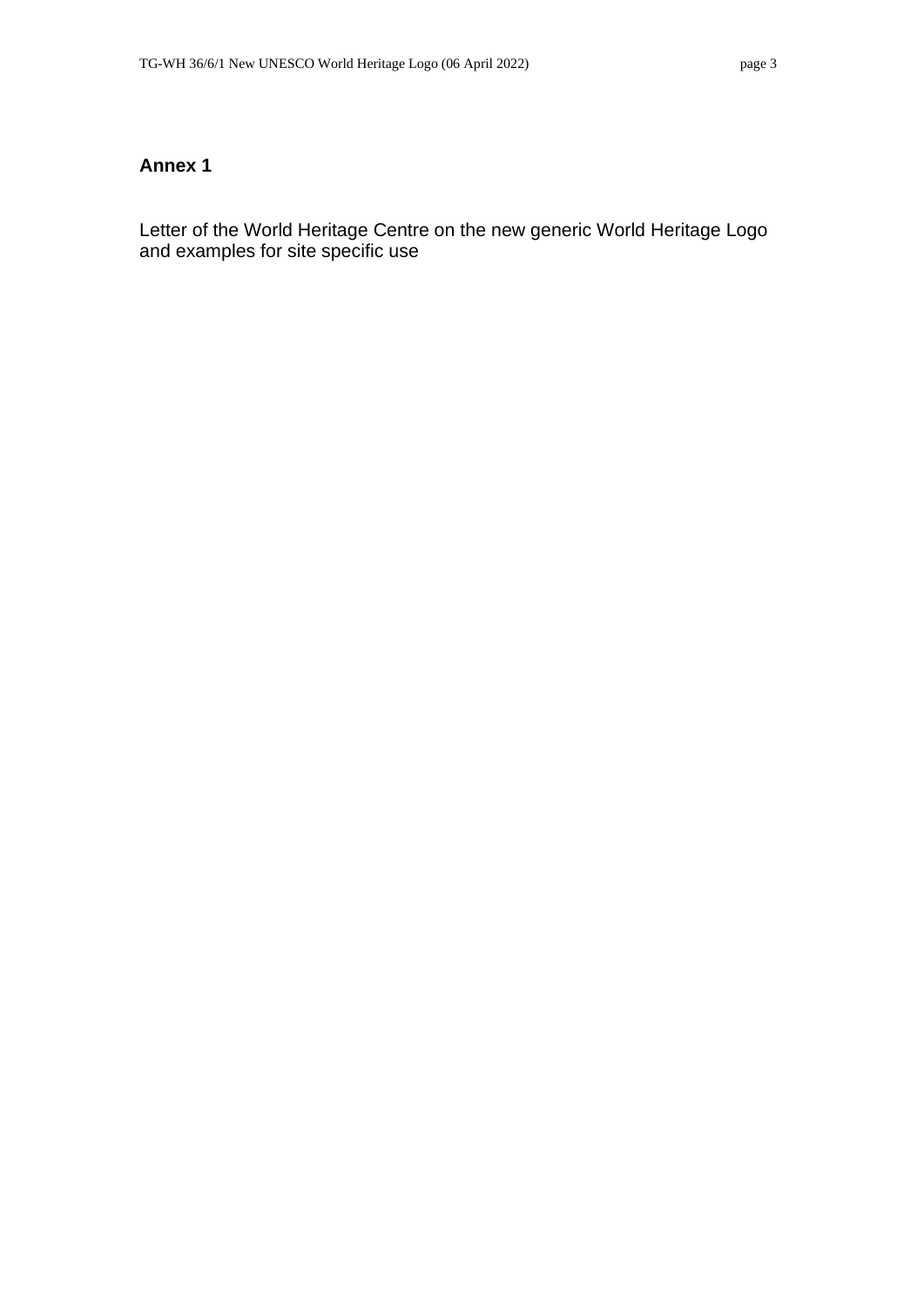## Annex 1

Letter of the World Heritage Centre on the new generic World Heritage Logo and examples for site specific use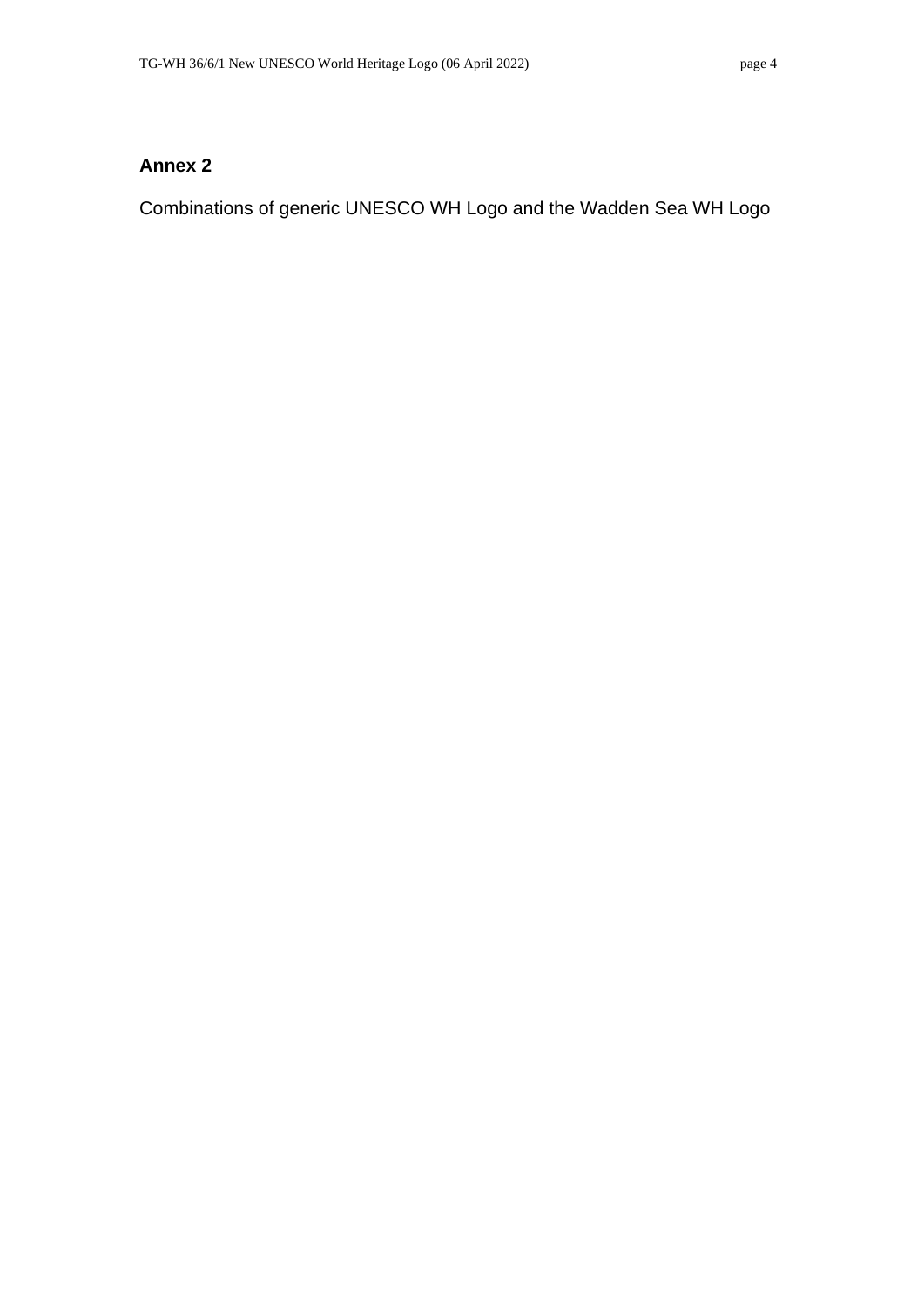## Annex 2

Combinations of generic UNESCO WH Logo and the Wadden Sea WH Logo